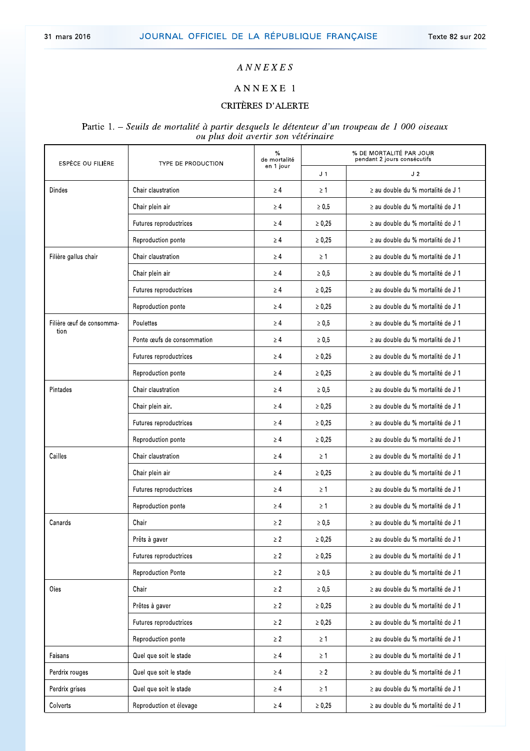# ANNEXES

## ANNEXE 1

## CRITÈRES D'ALERTE

Partie 1. – *Seuils de mortalité à partir desquels le détenteur d'un troupeau de 1 000 oiseaux ou plus doit avertir son vétérinaire*

| ESPÈCE OU FILIÈRE | TYPE DE PRODUCTION | % de mortalité en 1 jour | % DE MORTALITÉ PAR JOUR pendant 2 jours consécutifs | |
|---|---|---|---|---|
| | | | J 1 | J 2 |
| Dindes | Chair claustration | ≥ 4 | ≥ 1 | ≥ au double du % mortalité de J 1 |
| | Chair plein air | ≥ 4 | ≥ 0.5 | ≥ au double du % mortalité de J 1 |
| | Futures reproductrices | ≥ 4 | ≥ 0,25 | ≥ au double du % mortalité de J 1 |
| | Reproduction ponte | ≥ 4 | ≥ 0,25 | ≥ au double du % mortalité de J 1 |
| Filière gallus chair | Chair claustration | ≥ 4 | ≥ 1 | ≥ au double du % mortalité de J 1 |
| | Chair plein air | ≥ 4 | ≥ 0,5 | ≥ au double du % mortalité de J 1 |
| | Futures reproductrices | ≥ 4 | ≥ 0,25 | ≥ au double du % mortalité de J 1 |
| | Reproduction ponte | ≥ 4 | ≥ 0,25 | ≥ au double du % mortalité de J 1 |
| Filière œuf de consommation | Poulettes | ≥ 4 | ≥ 0,5 | ≥ au double du % mortalité de J 1 |
| | Ponte œufs de consommation | ≥ 4 | ≥ 0,5 | ≥ au double du % mortalité de J 1 |
| | Futures reproductrices | ≥ 4 | ≥ 0,25 | ≥ au double du % mortalité de J 1 |
| | Reproduction ponte | ≥ 4 | ≥ 0,25 | ≥ au double du % mortalité de J 1 |
| Pintades | Chair claustration | ≥ 4 | ≥ 0,5 | ≥ au double du % mortalité de J 1 |
| | Chair plein air. | ≥ 4 | ≥ 0,25 | ≥ au double du % mortalité de J 1 |
| | Futures reproductrices | ≥ 4 | ≥ 0,25 | ≥ au double du % mortalité de J 1 |
| | Reproduction ponte | ≥ 4 | ≥ 0,25 | ≥ au double du % mortalité de J 1 |
| Cailles | Chair claustration | ≥ 4 | ≥ 1 | ≥ au double du % mortalité de J 1 |
| | Chair plein air | ≥ 4 | ≥ 0,25 | ≥ au double du % mortalité de J 1 |
| | Futures reproductrices | ≥ 4 | ≥ 1 | ≥ au double du % mortalité de J 1 |
| | Reproduction ponte | ≥ 4 | ≥ 1 | ≥ au double du % mortalité de J 1 |
| Canards | Chair | ≥ 2 | ≥ 0,5 | ≥ au double du % mortalité de J 1 |
| | Prêts à gaver | ≥ 2 | ≥ 0,25 | ≥ au double du % mortalité de J 1 |
| | Futures reproductrices | ≥ 2 | ≥ 0,25 | ≥ au double du % mortalité de J 1 |
| | Reproduction Ponte | ≥ 2 | ≥ 0,5 | ≥ au double du % mortalité de J 1 |
| Oies | Chair | ≥ 2 | ≥ 0,5 | ≥ au double du % mortalité de J 1 |
| | Prêtes à gaver | ≥ 2 | ≥ 0,25 | ≥ au double du % mortalité de J 1 |
| | Futures reproductrices | ≥ 2 | ≥ 0,25 | ≥ au double du % mortalité de J 1 |
| | Reproduction ponte | ≥ 2 | ≥ 1 | ≥ au double du % mortalité de J 1 |
| Faisans | Quel que soit le stade | ≥ 4 | ≥ 1 | ≥ au double du % mortalité de J 1 |
| Perdrix rouges | Quel que soit le stade | ≥ 4 | ≥ 2 | ≥ au double du % mortalité de J 1 |
| Perdrix grises | Quel que soit le stade | ≥ 4 | ≥ 1 | ≥ au double du % mortalité de J 1 |
| Colverts | Reproduction et élevage | ≥ 4 | ≥ 0,25 | ≥ au double du % mortalité de J 1 |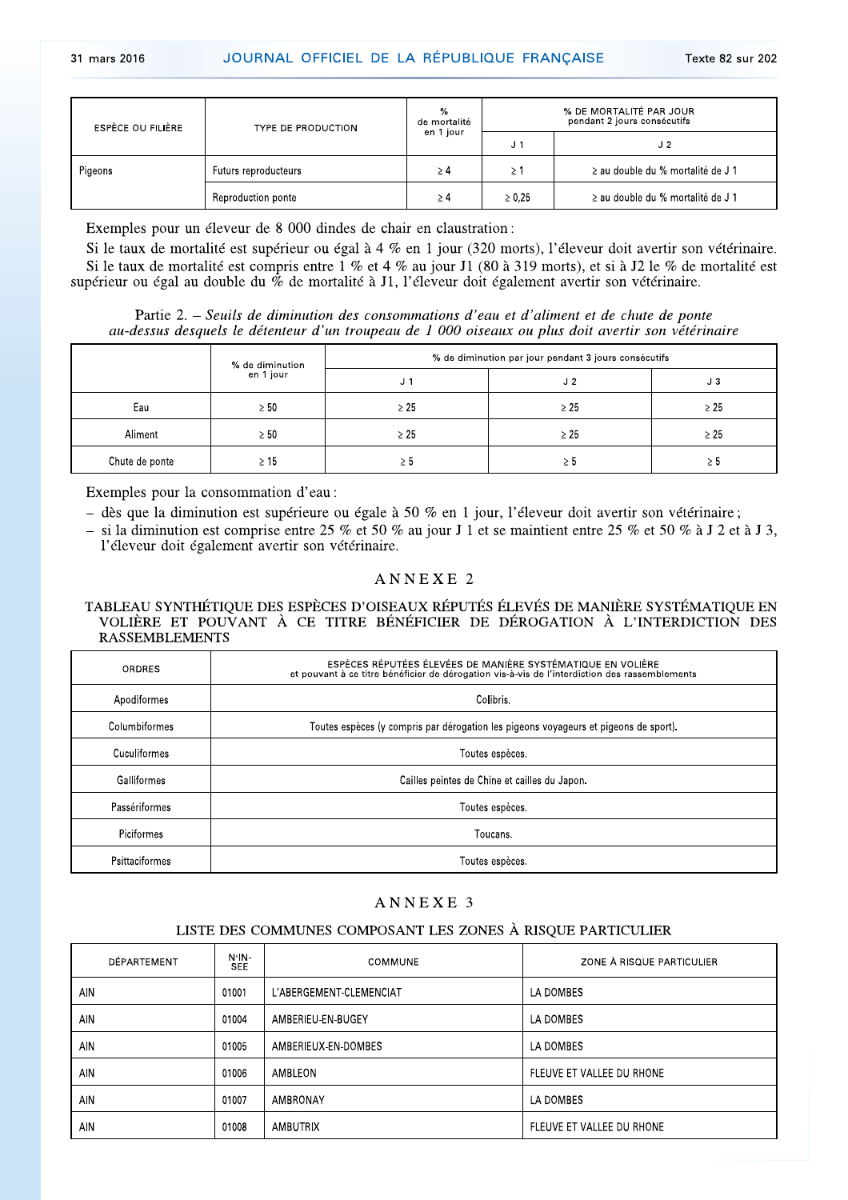| ESPÈCE OU FILIÈRE | TYPE DE PRODUCTION | % de mortalité en 1 jour | % DE MORTALITÉ PAR JOUR pendant 2 jours consécutifs | |
|---|---|---|---|---|
| | | | J 1 | J 2 |
| Pigeons | Futurs reproducteurs | ≥ 4 | ≥ 1 | ≥ au double du % mortalité de J 1 |
| | Reproduction ponte | ≥ 4 | ≥ 0,25 | ≥ au double du % mortalité de J 1 |

Exemples pour un éleveur de 8 000 dindes de chair en claustration :

Si le taux de mortalité est supérieur ou égal à 4 % en 1 jour (320 morts), l'éleveur doit avertir son vétérinaire.

Si le taux de mortalité est compris entre 1 % et 4 % au jour J1 (80 à 319 morts), et si à J2 le % de mortalité est supérieur ou égal au double du % de mortalité à J1, l'éleveur doit également avertir son vétérinaire.

Partie 2. – *Seuils de diminution des consommations d'eau et d'aliment et de chute de ponte au-dessus desquels le détenteur d'un troupeau de 1 000 oiseaux ou plus doit avertir son vétérinaire*

| | % de diminution en 1 jour | % de diminution par jour pendant 3 jours consécutifs | | |
|---|---|---|---|---|
| | | J 1 | J 2 | J 3 |
| Eau | ≥ 50 | ≥ 25 | ≥ 25 | ≥ 25 |
| Aliment | ≥ 50 | ≥ 25 | ≥ 25 | ≥ 25 |
| Chute de ponte | ≥ 15 | ≥ 5 | ≥ 5 | ≥ 5 |

Exemples pour la consommation d'eau :

– dès que la diminution est supérieure ou égale à 50 % en 1 jour, l'éleveur doit avertir son vétérinaire ;
– si la diminution est comprise entre 25 % et 50 % au jour J 1 et se maintient entre 25 % et 50 % à J 2 et à J 3, l'éleveur doit également avertir son vétérinaire.

## ANNEXE 2

### TABLEAU SYNTHÉTIQUE DES ESPÈCES D'OISEAUX RÉPUTÉS ÉLEVÉS DE MANIÈRE SYSTÉMATIQUE EN VOLIÈRE ET POUVANT À CE TITRE BÉNÉFICIER DE DÉROGATION À L'INTERDICTION DES RASSEMBLEMENTS

| ORDRES | ESPÈCES RÉPUTÉES ÉLEVÉES DE MANIÈRE SYSTÉMATIQUE EN VOLIÈRE et pouvant à ce titre bénéficier de dérogation vis-à-vis de l'interdiction des rassemblements |
|---|---|
| Apodiformes | Colibris. |
| Columbiformes | Toutes espèces (y compris par dérogation les pigeons voyageurs et pigeons de sport). |
| Cuculiformes | Toutes espèces. |
| Galliformes | Cailles peintes de Chine et cailles du Japon. |
| Passériformes | Toutes espèces. |
| Piciformes | Toucans. |
| Psittaciformes | Toutes espèces. |

## ANNEXE 3

### LISTE DES COMMUNES COMPOSANT LES ZONES À RISQUE PARTICULIER

| DÉPARTEMENT | N°INSEE | COMMUNE | ZONE À RISQUE PARTICULIER |
|---|---|---|---|
| AIN | 01001 | L'ABERGEMENT-CLEMENCIAT | LA DOMBES |
| AIN | 01004 | AMBERIEU-EN-BUGEY | LA DOMBES |
| AIN | 01005 | AMBERIEUX-EN-DOMBES | LA DOMBES |
| AIN | 01006 | AMBLEON | FLEUVE ET VALLEE DU RHONE |
| AIN | 01007 | AMBRONAY | LA DOMBES |
| AIN | 01008 | AMBUTRIX | FLEUVE ET VALLEE DU RHONE |